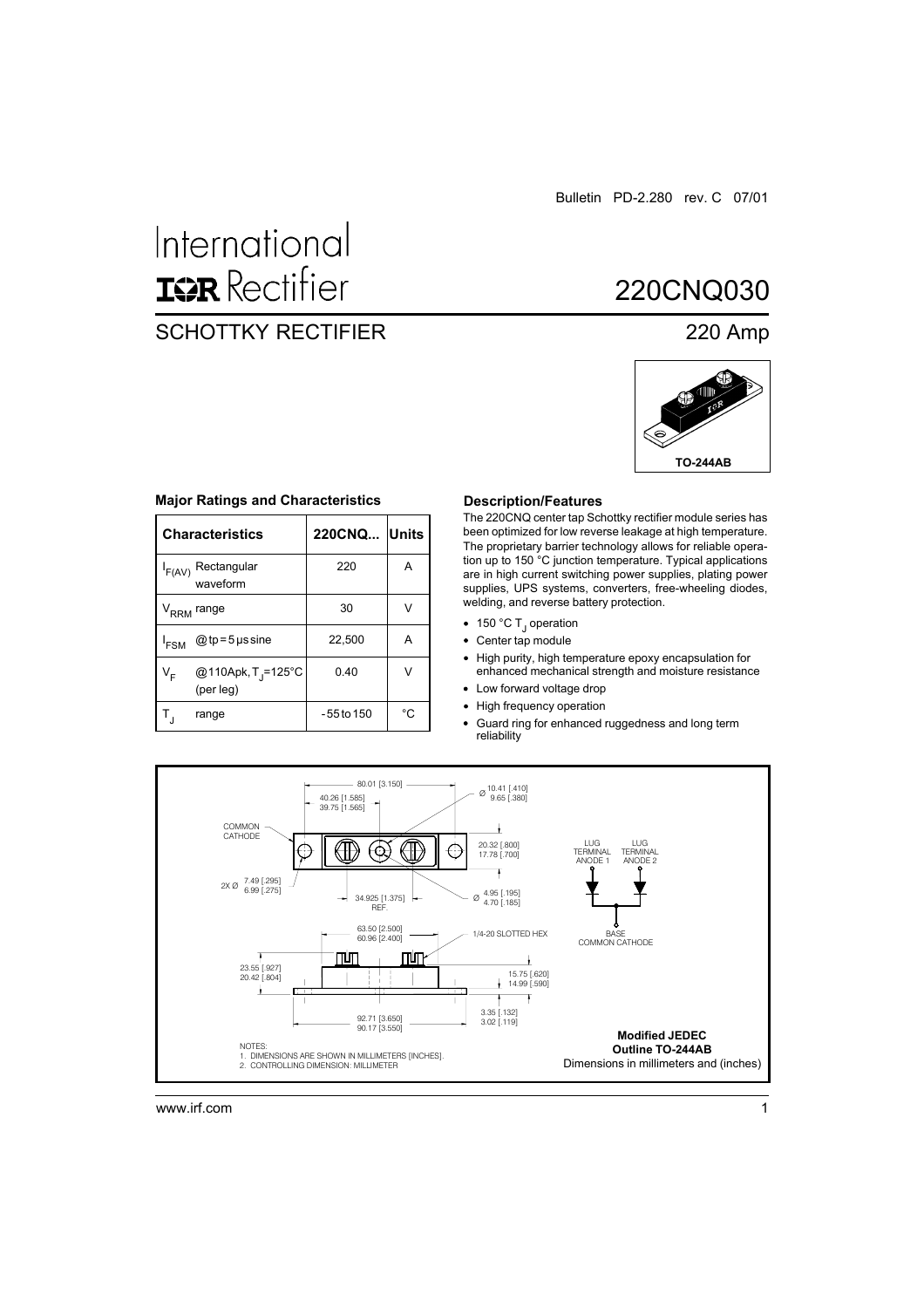Bulletin PD-2.280 rev. C 07/01

International
IOR Rectifier

# 220CNQ030

## SCHOTTKY RECTIFIER

220 Amp

TO-244AB

### Major Ratings and Characteristics

| Characteristics | | 220CNQ... | Units |
|---|---|---|---|
| $I_{F(AV)}$ | Rectangular waveform | 220 | A |
| $V_{RRM}$ | range | 30 | V |
| $I_{FSM}$ | @ tp = 5 μs sine | 22,500 | A |
| $V_F$ | @110Apk, $T_J$=125°C (per leg) | 0.40 | V |
| $T_J$ | range | - 55 to 150 | °C |

### Description/Features

The 220CNQ center tap Schottky rectifier module series has been optimized for low reverse leakage at high temperature. The proprietary barrier technology allows for reliable operation up to 150 °C junction temperature. Typical applications are in high current switching power supplies, plating power supplies, UPS systems, converters, free-wheeling diodes, welding, and reverse battery protection.

- 150 °C $T_J$ operation
- Center tap module
- High purity, high temperature epoxy encapsulation for enhanced mechanical strength and moisture resistance
- Low forward voltage drop
- High frequency operation
- Guard ring for enhanced ruggedness and long term reliability

COMMON CATHODE

80.01 [3.150]
40.26 [1.585]
39.75 [1.565]
Ø 10.41 [.410] 9.65 [.380]
20.32 [.800] 17.78 [.700]
2X Ø 7.49 [.295] 6.99 [.275]
34.925 [1.375] REF.
Ø 4.95 [.195] 4.70 [.185]
63.50 [2.500] 60.96 [2.400]
1/4-20 SLOTTED HEX
23.55 [.927] 20.42 [.804]
15.75 [.620] 14.99 [.590]
3.35 [.132] 3.02 [.119]
92.71 [3.650] 90.17 [3.550]

LUG TERMINAL ANODE 1 | LUG TERMINAL ANODE 2 | BASE COMMON CATHODE

NOTES:
1. DIMENSIONS ARE SHOWN IN MILLIMETERS [INCHES].
2. CONTROLLING DIMENSION: MILLIMETER

**Modified JEDEC Outline TO-244AB**
Dimensions in millimeters and (inches)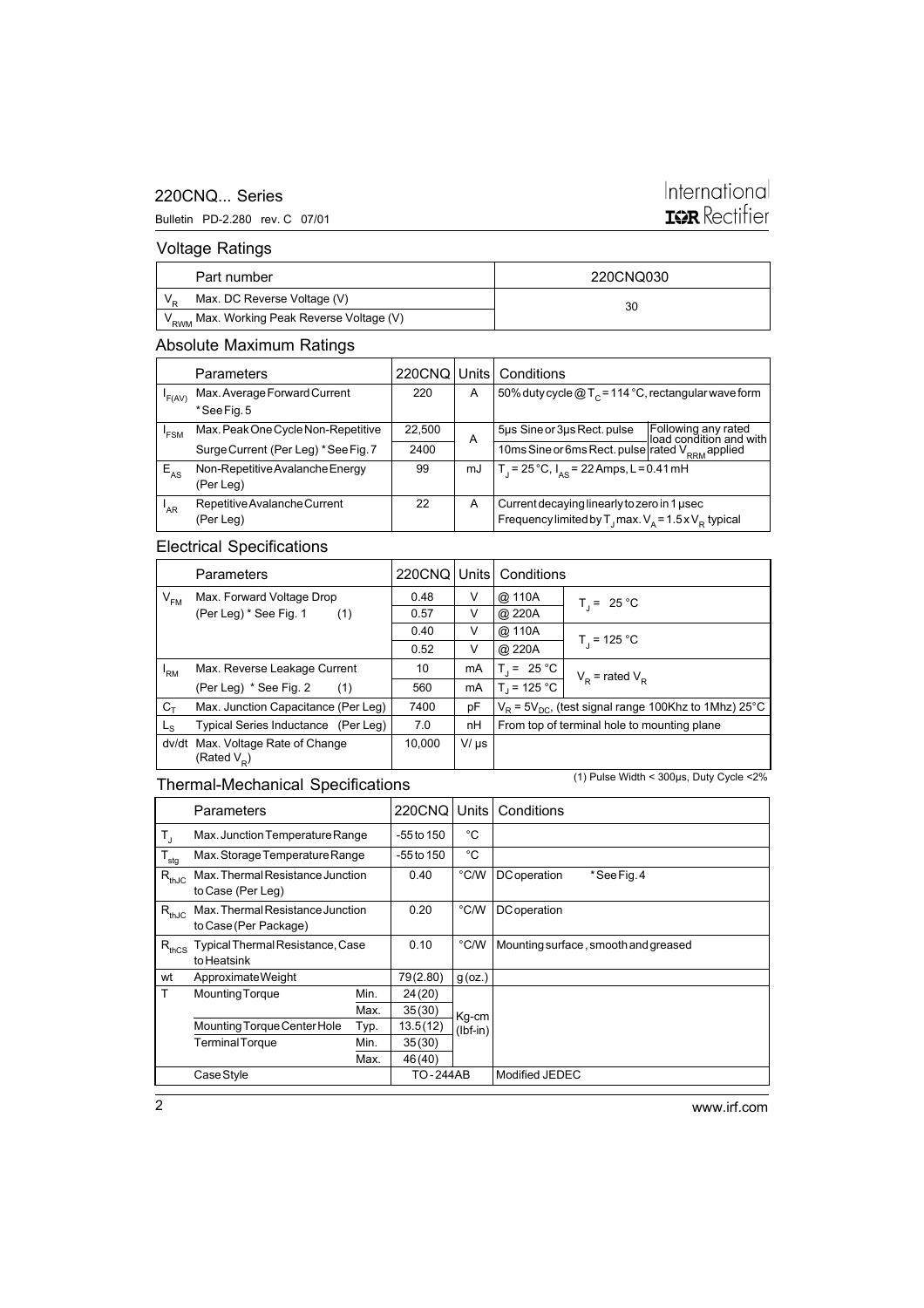## Voltage Ratings

| | Part number | 220CNQ030 |
|---|---|---|
| $V_R$ | Max. DC Reverse Voltage (V) | 30 |
| $V_{RWM}$ | Max. Working Peak Reverse Voltage (V) | |

## Absolute Maximum Ratings

| | Parameters | 220CNQ | Units | Conditions | |
|---|---|---|---|---|---|
| $I_{F(AV)}$ | Max. Average Forward Current * See Fig. 5 | 220 | A | 50% duty cycle @ $T_C$ = 114 °C, rectangular wave form | |
| $I_{FSM}$ | Max. Peak One Cycle Non-Repetitive | 22,500 | A | 5µs Sine or 3µs Rect. pulse | Following any rated load condition and with rated $V_{RRM}$ applied |
| | Surge Current (Per Leg) * See Fig. 7 | 2400 | | 10ms Sine or 6ms Rect. pulse | |
| $E_{AS}$ | Non-Repetitive Avalanche Energy (Per Leg) | 99 | mJ | $T_J$ = 25 °C, $I_{AS}$ = 22 Amps, L = 0.41 mH | |
| $I_{AR}$ | Repetitive Avalanche Current (Per Leg) | 22 | A | Current decaying linearly to zero in 1 µsec Frequency limited by $T_J$ max. $V_A$ = 1.5 x $V_R$ typical | |

## Electrical Specifications

| | Parameters | 220CNQ | Units | Conditions | |
|---|---|---|---|---|---|
| $V_{FM}$ | Max. Forward Voltage Drop | 0.48 | V | @ 110A | $T_J$ = 25 °C |
| | (Per Leg) * See Fig. 1 (1) | 0.57 | V | @ 220A | |
| | | 0.40 | V | @ 110A | $T_J$ = 125 °C |
| | | 0.52 | V | @ 220A | |
| $I_{RM}$ | Max. Reverse Leakage Current | 10 | mA | $T_J$ = 25 °C | $V_R$ = rated $V_R$ |
| | (Per Leg) * See Fig. 2 (1) | 560 | mA | $T_J$ = 125 °C | |
| $C_T$ | Max. Junction Capacitance (Per Leg) | 7400 | pF | $V_R$ = 5$V_{DC}$, (test signal range 100Khz to 1Mhz) 25°C | |
| $L_S$ | Typical Series Inductance (Per Leg) | 7.0 | nH | From top of terminal hole to mounting plane | |
| dv/dt | Max. Voltage Rate of Change (Rated $V_R$) | 10,000 | V/ µs | | |

(1) Pulse Width < 300µs, Duty Cycle <2%

## Thermal-Mechanical Specifications

| | Parameters | | 220CNQ | Units | Conditions |
|---|---|---|---|---|---|
| $T_J$ | Max. Junction Temperature Range | | -55 to 150 | °C | |
| $T_{stg}$ | Max. Storage Temperature Range | | -55 to 150 | °C | |
| $R_{thJC}$ | Max. Thermal Resistance Junction to Case (Per Leg) | | 0.40 | °C/W | DC operation * See Fig. 4 |
| $R_{thJC}$ | Max. Thermal Resistance Junction to Case (Per Package) | | 0.20 | °C/W | DC operation |
| $R_{thCS}$ | Typical Thermal Resistance, Case to Heatsink | | 0.10 | °C/W | Mounting surface , smooth and greased |
| wt | Approximate Weight | | 79 (2.80) | g (oz.) | |
| T | Mounting Torque | Min. | 24 (20) | Kg-cm (lbf-in) | |
| | | Max. | 35 (30) | | |
| | Mounting Torque Center Hole | Typ. | 13.5 (12) | | |
| | Terminal Torque | Min. | 35 (30) | | |
| | | Max. | 46 (40) | | |
| | Case Style | | TO - 244AB | | Modified JEDEC |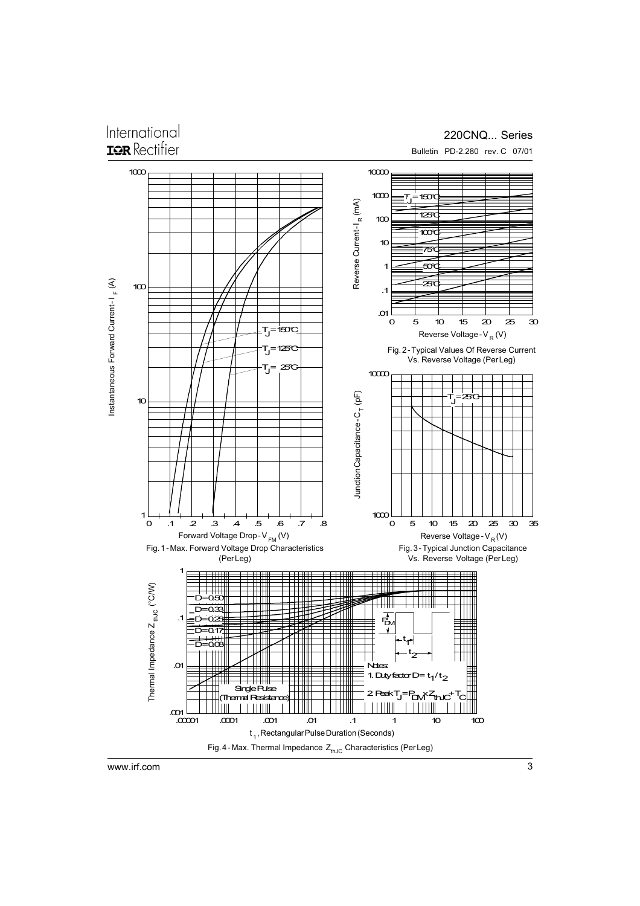Fig. 1 - Max. Forward Voltage Drop Characteristics (Per Leg)

Fig. 2 - Typical Values Of Reverse Current Vs. Reverse Voltage (Per Leg)

Fig. 3 - Typical Junction Capacitance Vs. Reverse Voltage (Per Leg)

Fig. 4 - Max. Thermal Impedance $Z_{thJC}$ Characteristics (Per Leg)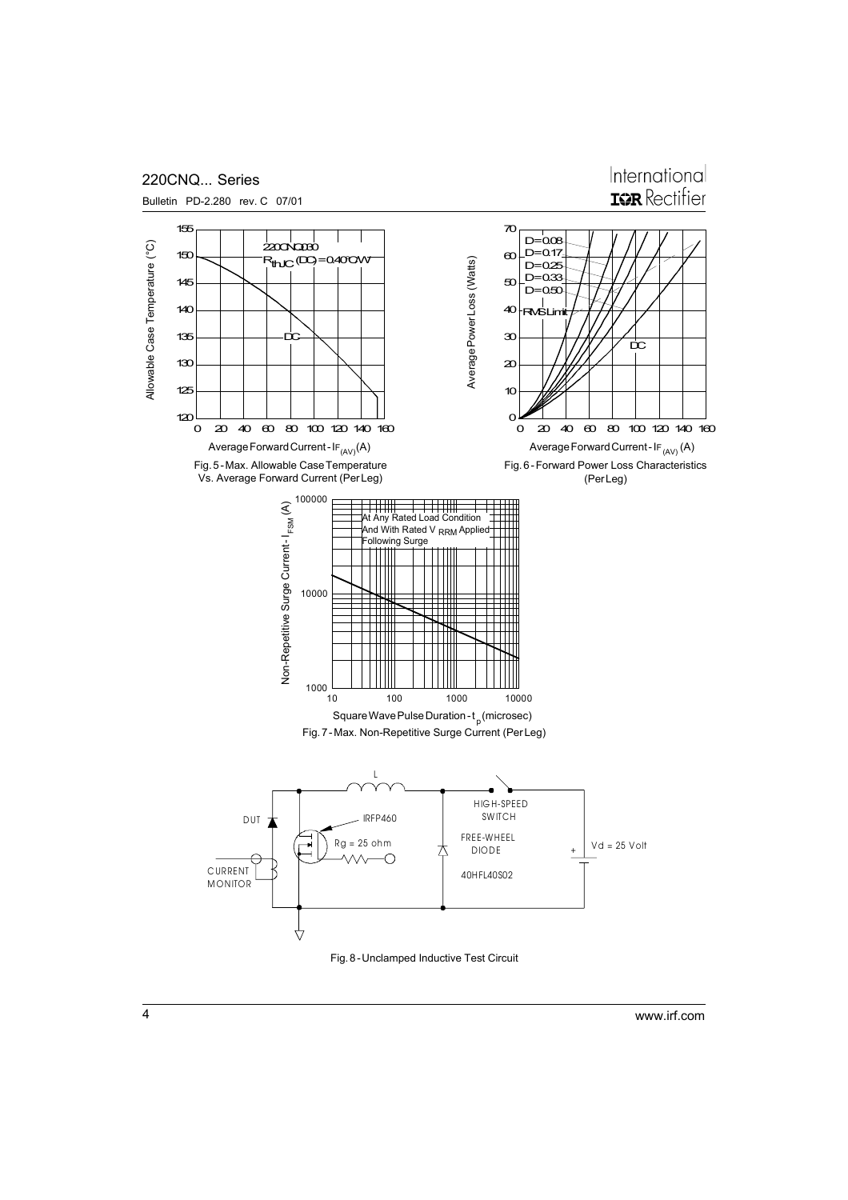Fig. 5 - Max. Allowable Case Temperature Vs. Average Forward Current (Per Leg)

Fig. 6 - Forward Power Loss Characteristics (Per Leg)

Fig. 7 - Max. Non-Repetitive Surge Current (Per Leg)

Fig. 8 - Unclamped Inductive Test Circuit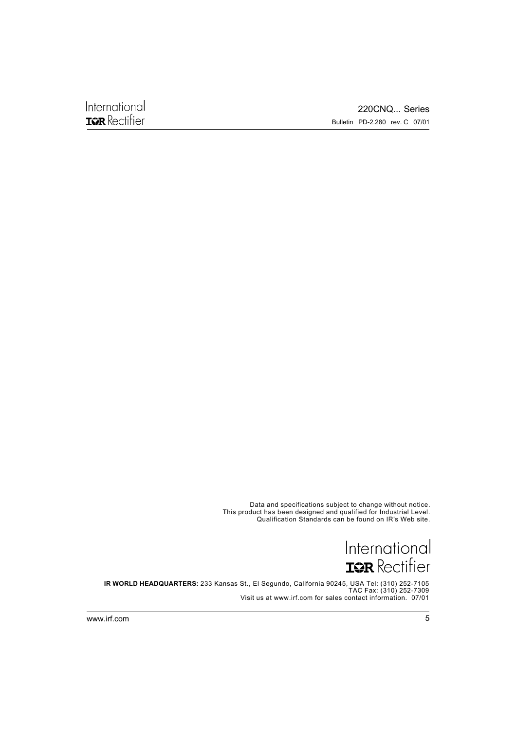Data and specifications subject to change without notice.
This product has been designed and qualified for Industrial Level.
Qualification Standards can be found on IR's Web site.

International
IOR Rectifier

**IR WORLD HEADQUARTERS:** 233 Kansas St., El Segundo, California 90245, USA Tel: (310) 252-7105
TAC Fax: (310) 252-7309
Visit us at www.irf.com for sales contact information. 07/01